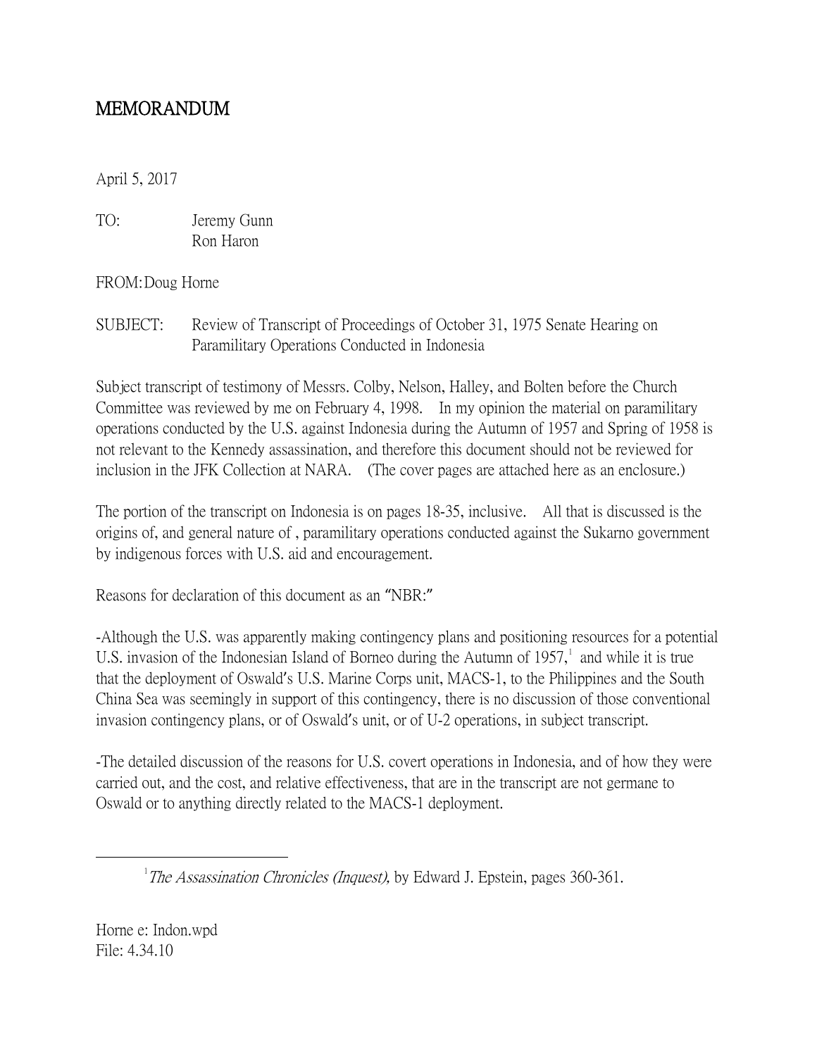# MEMORANDUM

April 5, 2017

TO: Jeremy Gunn
Ron Haron

FROM: Doug Horne

SUBJECT: Review of Transcript of Proceedings of October 31, 1975 Senate Hearing on Paramilitary Operations Conducted in Indonesia

Subject transcript of testimony of Messrs. Colby, Nelson, Halley, and Bolten before the Church Committee was reviewed by me on February 4, 1998. In my opinion the material on paramilitary operations conducted by the U.S. against Indonesia during the Autumn of 1957 and Spring of 1958 is not relevant to the Kennedy assassination, and therefore this document should not be reviewed for inclusion in the JFK Collection at NARA. (The cover pages are attached here as an enclosure.)

The portion of the transcript on Indonesia is on pages 18-35, inclusive. All that is discussed is the origins of, and general nature of , paramilitary operations conducted against the Sukarno government by indigenous forces with U.S. aid and encouragement.

Reasons for declaration of this document as an "NBR:"

-Although the U.S. was apparently making contingency plans and positioning resources for a potential U.S. invasion of the Indonesian Island of Borneo during the Autumn of 1957,[1] and while it is true that the deployment of Oswald's U.S. Marine Corps unit, MACS-1, to the Philippines and the South China Sea was seemingly in support of this contingency, there is no discussion of those conventional invasion contingency plans, or of Oswald's unit, or of U-2 operations, in subject transcript.

-The detailed discussion of the reasons for U.S. covert operations in Indonesia, and of how they were carried out, and the cost, and relative effectiveness, that are in the transcript are not germane to Oswald or to anything directly related to the MACS-1 deployment.

---

[1] *The Assassination Chronicles (Inquest),* by Edward J. Epstein, pages 360-361.

Horne e: Indon.wpd
File: 4.34.10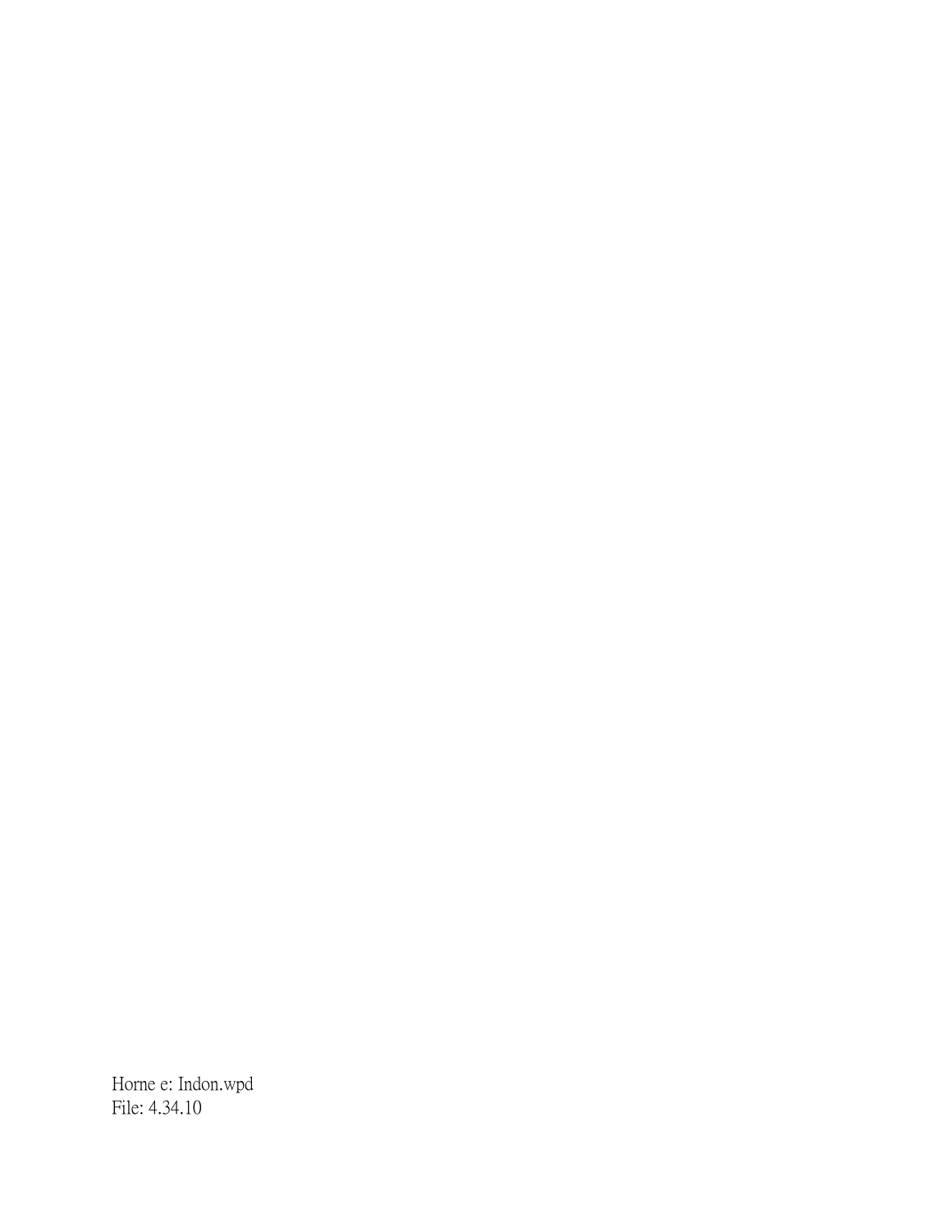Horne e: Indon.wpd
File: 4.34.10